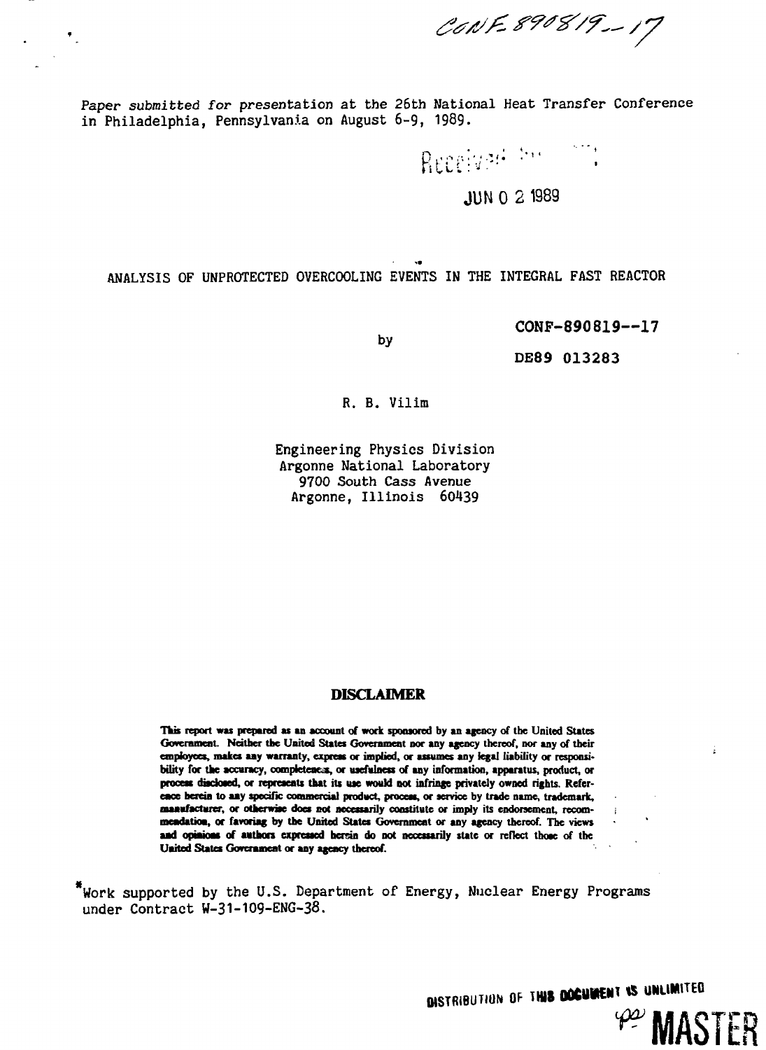CONF-890819--17

Paper submitted for presentation at the 26th National Heat Transfer Conference in Philadelphia, Pennsylvania on August 6-9, 1989.

Received

JUN 0 2 1989

# ANALYSIS OF UNPROTECTED OVERCOOLING EVENTS IN THE INTEGRAL FAST REACTOR

CONF-890819--17

by

DE89 013283

R. B. Vilim

Engineering Physics Division
Argonne National Laboratory
9700 South Cass Avenue
Argonne, Illinois 60439

## DISCLAIMER

This report was prepared as an account of work sponsored by an agency of the United States Government. Neither the United States Government nor any agency thereof, nor any of their employees, makes any warranty, express or implied, or assumes any legal liability or responsibility for the accuracy, completeness, or usefulness of any information, apparatus, product, or process disclosed, or represents that its use would not infringe privately owned rights. Reference herein to any specific commercial product, process, or service by trade name, trademark, manufacturer, or otherwise does not necessarily constitute or imply its endorsement, recommendation, or favoring by the United States Government or any agency thereof. The views and opinions of authors expressed herein do not necessarily state or reflect those of the United States Government or any agency thereof.

*Work supported by the U.S. Department of Energy, Nuclear Energy Programs under Contract W-31-109-ENG-38.

DISTRIBUTION OF THIS DOCUMENT IS UNLIMITED

MASTER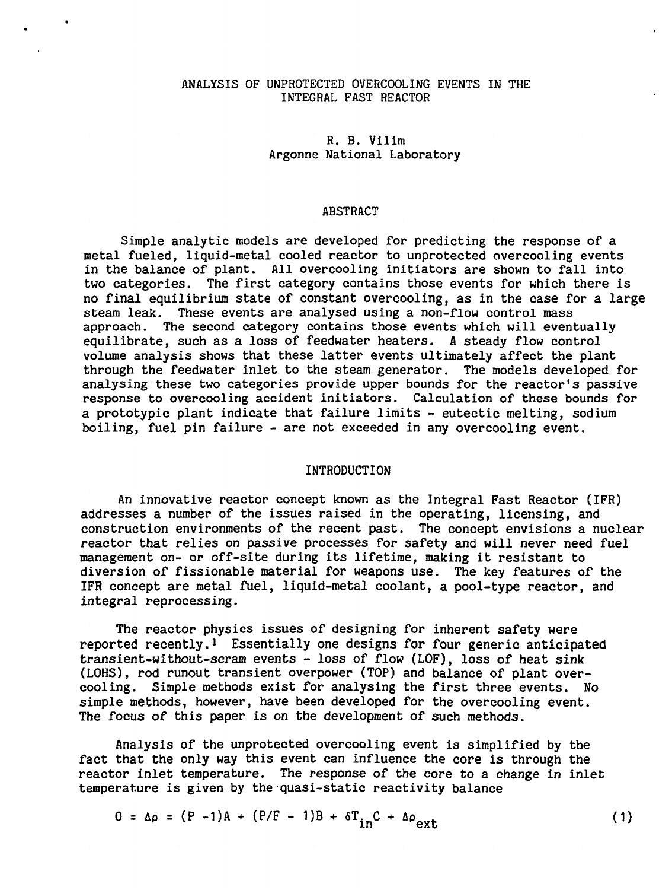# ANALYSIS OF UNPROTECTED OVERCOOLING EVENTS IN THE INTEGRAL FAST REACTOR

R. B. Vilim  
Argonne National Laboratory

## ABSTRACT

Simple analytic models are developed for predicting the response of a metal fueled, liquid-metal cooled reactor to unprotected overcooling events in the balance of plant. All overcooling initiators are shown to fall into two categories. The first category contains those events for which there is no final equilibrium state of constant overcooling, as in the case for a large steam leak. These events are analysed using a non-flow control mass approach. The second category contains those events which will eventually equilibrate, such as a loss of feedwater heaters. A steady flow control volume analysis shows that these latter events ultimately affect the plant through the feedwater inlet to the steam generator. The models developed for analysing these two categories provide upper bounds for the reactor's passive response to overcooling accident initiators. Calculation of these bounds for a prototypic plant indicate that failure limits - eutectic melting, sodium boiling, fuel pin failure - are not exceeded in any overcooling event.

## INTRODUCTION

An innovative reactor concept known as the Integral Fast Reactor (IFR) addresses a number of the issues raised in the operating, licensing, and construction environments of the recent past. The concept envisions a nuclear reactor that relies on passive processes for safety and will never need fuel management on- or off-site during its lifetime, making it resistant to diversion of fissionable material for weapons use. The key features of the IFR concept are metal fuel, liquid-metal coolant, a pool-type reactor, and integral reprocessing.

The reactor physics issues of designing for inherent safety were reported recently.[1] Essentially one designs for four generic anticipated transient-without-scram events - loss of flow (LOF), loss of heat sink (LOHS), rod runout transient overpower (TOP) and balance of plant overcooling. Simple methods exist for analysing the first three events. No simple methods, however, have been developed for the overcooling event. The focus of this paper is on the development of such methods.

Analysis of the unprotected overcooling event is simplified by the fact that the only way this event can influence the core is through the reactor inlet temperature. The response of the core to a change in inlet temperature is given by the quasi-static reactivity balance

$$0 = \Delta\rho = (P - 1)A + (P/F - 1)B + \delta T_{in}C + \Delta\rho_{ext} \tag{1}$$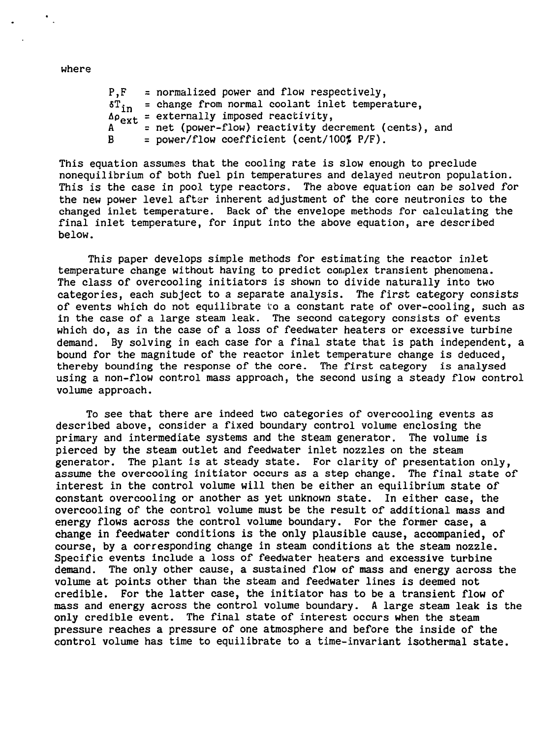where

$P, F$ = normalized power and flow respectively,
$\delta T_{in}$ = change from normal coolant inlet temperature,
$\Delta\rho_{ext}$ = externally imposed reactivity,
$A$ = net (power-flow) reactivity decrement (cents), and
$B$ = power/flow coefficient (cent/100% P/F).

This equation assumes that the cooling rate is slow enough to preclude nonequilibrium of both fuel pin temperatures and delayed neutron population. This is the case in pool type reactors. The above equation can be solved for the new power level after inherent adjustment of the core neutronics to the changed inlet temperature. Back of the envelope methods for calculating the final inlet temperature, for input into the above equation, are described below.

This paper develops simple methods for estimating the reactor inlet temperature change without having to predict complex transient phenomena. The class of overcooling initiators is shown to divide naturally into two categories, each subject to a separate analysis. The first category consists of events which do not equilibrate to a constant rate of over-cooling, such as in the case of a large steam leak. The second category consists of events which do, as in the case of a loss of feedwater heaters or excessive turbine demand. By solving in each case for a final state that is path independent, a bound for the magnitude of the reactor inlet temperature change is deduced, thereby bounding the response of the core. The first category is analysed using a non-flow control mass approach, the second using a steady flow control volume approach.

To see that there are indeed two categories of overcooling events as described above, consider a fixed boundary control volume enclosing the primary and intermediate systems and the steam generator. The volume is pierced by the steam outlet and feedwater inlet nozzles on the steam generator. The plant is at steady state. For clarity of presentation only, assume the overcooling initiator occurs as a step change. The final state of interest in the control volume will then be either an equilibrium state of constant overcooling or another as yet unknown state. In either case, the overcooling of the control volume must be the result of additional mass and energy flows across the control volume boundary. For the former case, a change in feedwater conditions is the only plausible cause, accompanied, of course, by a corresponding change in steam conditions at the steam nozzle. Specific events include a loss of feedwater heaters and excessive turbine demand. The only other cause, a sustained flow of mass and energy across the volume at points other than the steam and feedwater lines is deemed not credible. For the latter case, the initiator has to be a transient flow of mass and energy across the control volume boundary. A large steam leak is the only credible event. The final state of interest occurs when the steam pressure reaches a pressure of one atmosphere and before the inside of the control volume has time to equilibrate to a time-invariant isothermal state.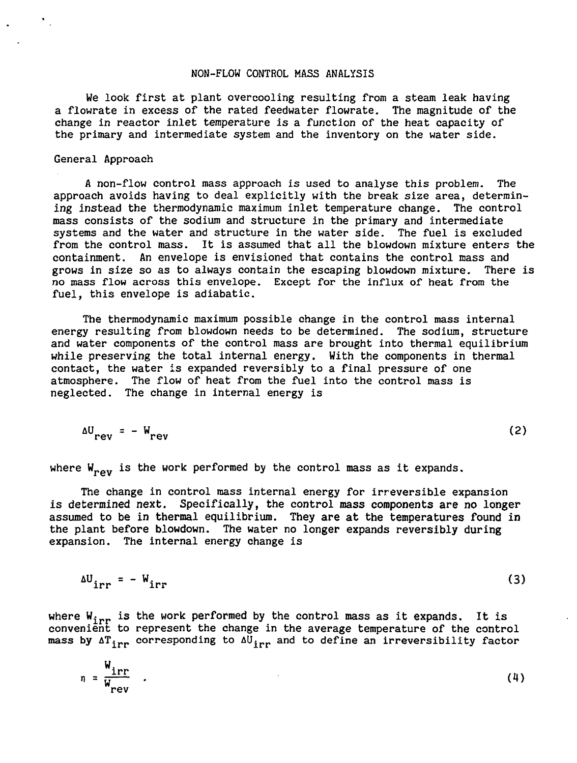## NON-FLOW CONTROL MASS ANALYSIS

We look first at plant overcooling resulting from a steam leak having a flowrate in excess of the rated feedwater flowrate. The magnitude of the change in reactor inlet temperature is a function of the heat capacity of the primary and intermediate system and the inventory on the water side.

### General Approach

A non-flow control mass approach is used to analyse this problem. The approach avoids having to deal explicitly with the break size area, determining instead the thermodynamic maximum inlet temperature change. The control mass consists of the sodium and structure in the primary and intermediate systems and the water and structure in the water side. The fuel is excluded from the control mass. It is assumed that all the blowdown mixture enters the containment. An envelope is envisioned that contains the control mass and grows in size so as to always contain the escaping blowdown mixture. There is no mass flow across this envelope. Except for the influx of heat from the fuel, this envelope is adiabatic.

The thermodynamic maximum possible change in the control mass internal energy resulting from blowdown needs to be determined. The sodium, structure and water components of the control mass are brought into thermal equilibrium while preserving the total internal energy. With the components in thermal contact, the water is expanded reversibly to a final pressure of one atmosphere. The flow of heat from the fuel into the control mass is neglected. The change in internal energy is

$$\Delta U_{rev} = - W_{rev} \tag{2}$$

where $W_{rev}$ is the work performed by the control mass as it expands.

The change in control mass internal energy for irreversible expansion is determined next. Specifically, the control mass components are no longer assumed to be in thermal equilibrium. They are at the temperatures found in the plant before blowdown. The water no longer expands reversibly during expansion. The internal energy change is

$$\Delta U_{irr} = - W_{irr} \tag{3}$$

where $W_{irr}$ is the work performed by the control mass as it expands. It is convenient to represent the change in the average temperature of the control mass by $\Delta T_{irr}$ corresponding to $\Delta U_{irr}$ and to define an irreversibility factor

$$\eta = \frac{W_{irr}}{W_{rev}} \quad . \tag{4}$$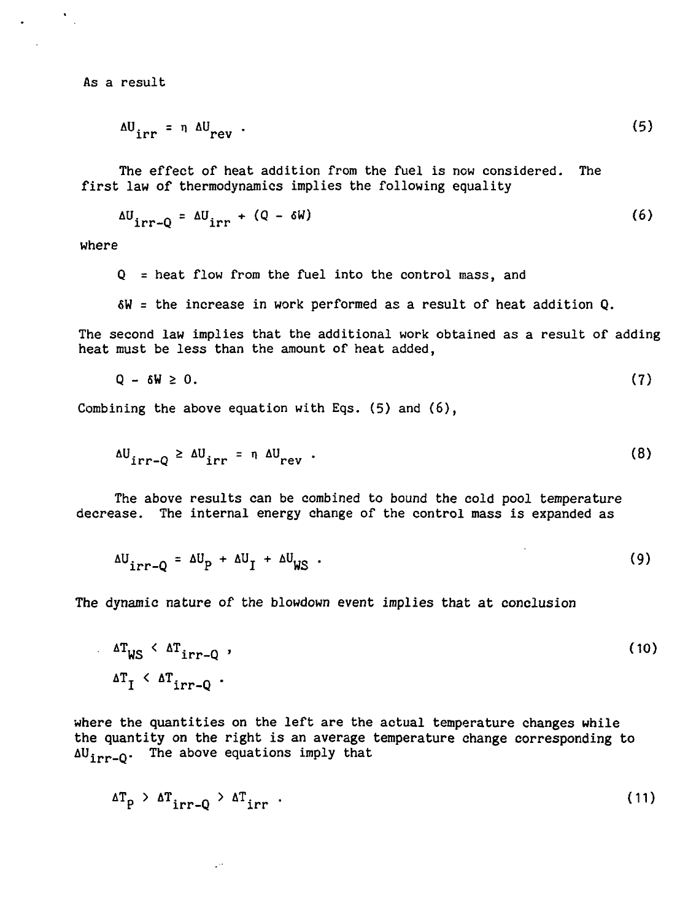As a result

$$\Delta U_{irr} = \eta \, \Delta U_{rev} \, . \tag{5}$$

The effect of heat addition from the fuel is now considered. The first law of thermodynamics implies the following equality

$$\Delta U_{irr-Q} = \Delta U_{irr} + (Q - \delta W) \tag{6}$$

where

$Q$ = heat flow from the fuel into the control mass, and

$\delta W$ = the increase in work performed as a result of heat addition $Q$.

The second law implies that the additional work obtained as a result of adding heat must be less than the amount of heat added,

$$Q - \delta W \geq 0. \tag{7}$$

Combining the above equation with Eqs. (5) and (6),

$$\Delta U_{irr-Q} \geq \Delta U_{irr} = \eta \, \Delta U_{rev} \, . \tag{8}$$

The above results can be combined to bound the cold pool temperature decrease. The internal energy change of the control mass is expanded as

$$\Delta U_{irr-Q} = \Delta U_P + \Delta U_I + \Delta U_{WS} \, . \tag{9}$$

The dynamic nature of the blowdown event implies that at conclusion

$$\Delta T_{WS} < \Delta T_{irr-Q} \, , \qquad \Delta T_I < \Delta T_{irr-Q} \, . \tag{10}$$

where the quantities on the left are the actual temperature changes while the quantity on the right is an average temperature change corresponding to $\Delta U_{irr-Q}$. The above equations imply that

$$\Delta T_P > \Delta T_{irr-Q} > \Delta T_{irr} \, . \tag{11}$$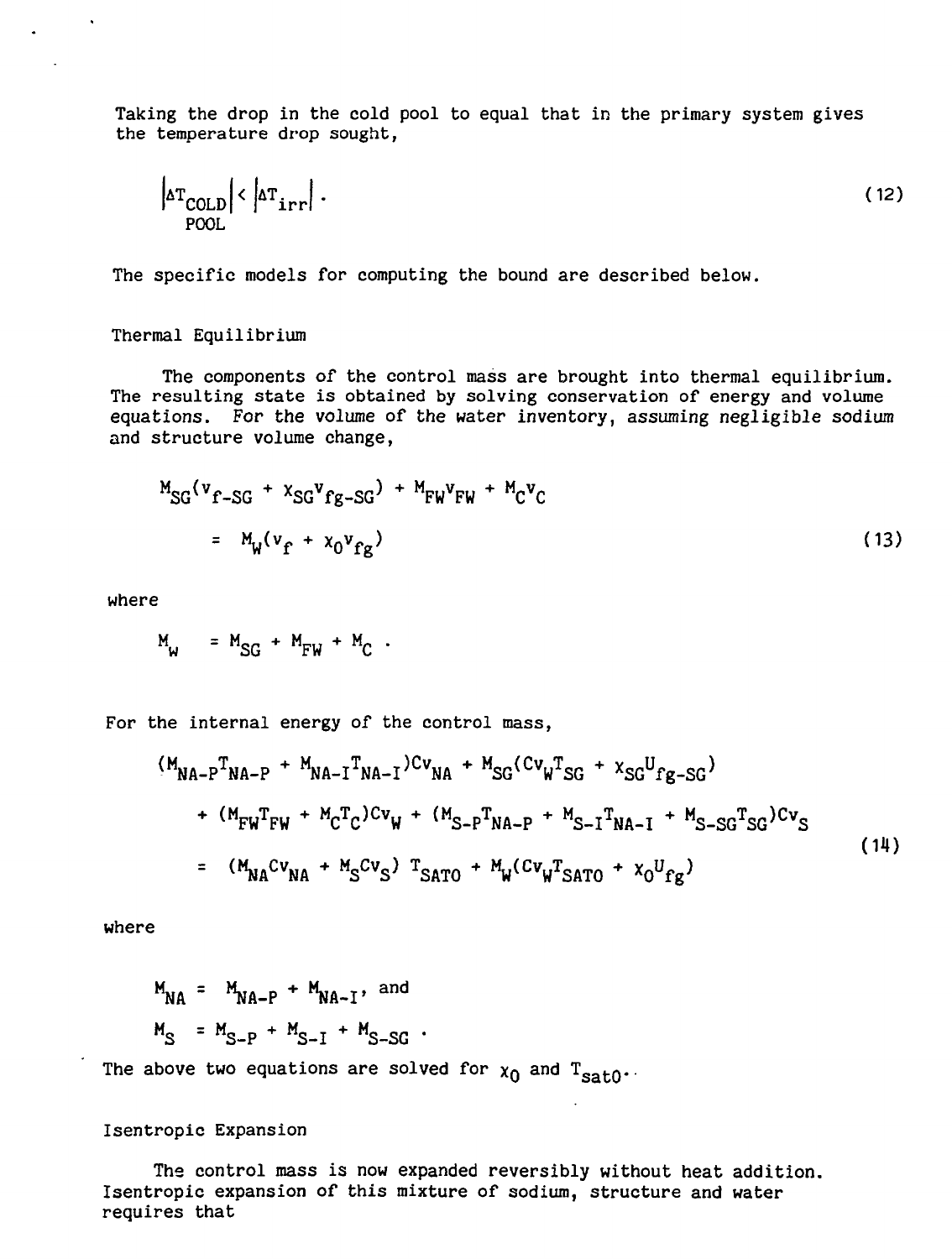Taking the drop in the cold pool to equal that in the primary system gives the temperature drop sought,

$$\left|\Delta T_{\substack{COLD\\POOL}}\right| < \left|\Delta T_{irr}\right| . \tag{12}$$

The specific models for computing the bound are described below.

### Thermal Equilibrium

The components of the control mass are brought into thermal equilibrium. The resulting state is obtained by solving conservation of energy and volume equations. For the volume of the water inventory, assuming negligible sodium and structure volume change,

$$M_{SG}(v_{f-SG} + x_{SG}v_{fg-SG}) + M_{FW}v_{FW} + M_C v_C = M_W(v_f + x_0 v_{fg}) \tag{13}$$

where

$$M_W = M_{SG} + M_{FW} + M_C .$$

For the internal energy of the control mass,

$$\begin{aligned}(M_{NA-P}T_{NA-P} + M_{NA-I}T_{NA-I})Cv_{NA} + M_{SG}(Cv_W T_{SG} + x_{SG}U_{fg-SG}) \\ + (M_{FW}T_{FW} + M_C T_C)Cv_W + (M_{S-P}T_{NA-P} + M_{S-I}T_{NA-I} + M_{S-SG}T_{SG})Cv_S \\ = (M_{NA}Cv_{NA} + M_S Cv_S)\, T_{SAT0} + M_W(Cv_W T_{SAT0} + x_0 U_{fg})\end{aligned} \tag{14}$$

where

$$M_{NA} = M_{NA-P} + M_{NA-I}, \text{ and}$$

$$M_S = M_{S-P} + M_{S-I} + M_{S-SG} .$$

The above two equations are solved for $x_0$ and $T_{sat0}$.

### Isentropic Expansion

The control mass is now expanded reversibly without heat addition. Isentropic expansion of this mixture of sodium, structure and water requires that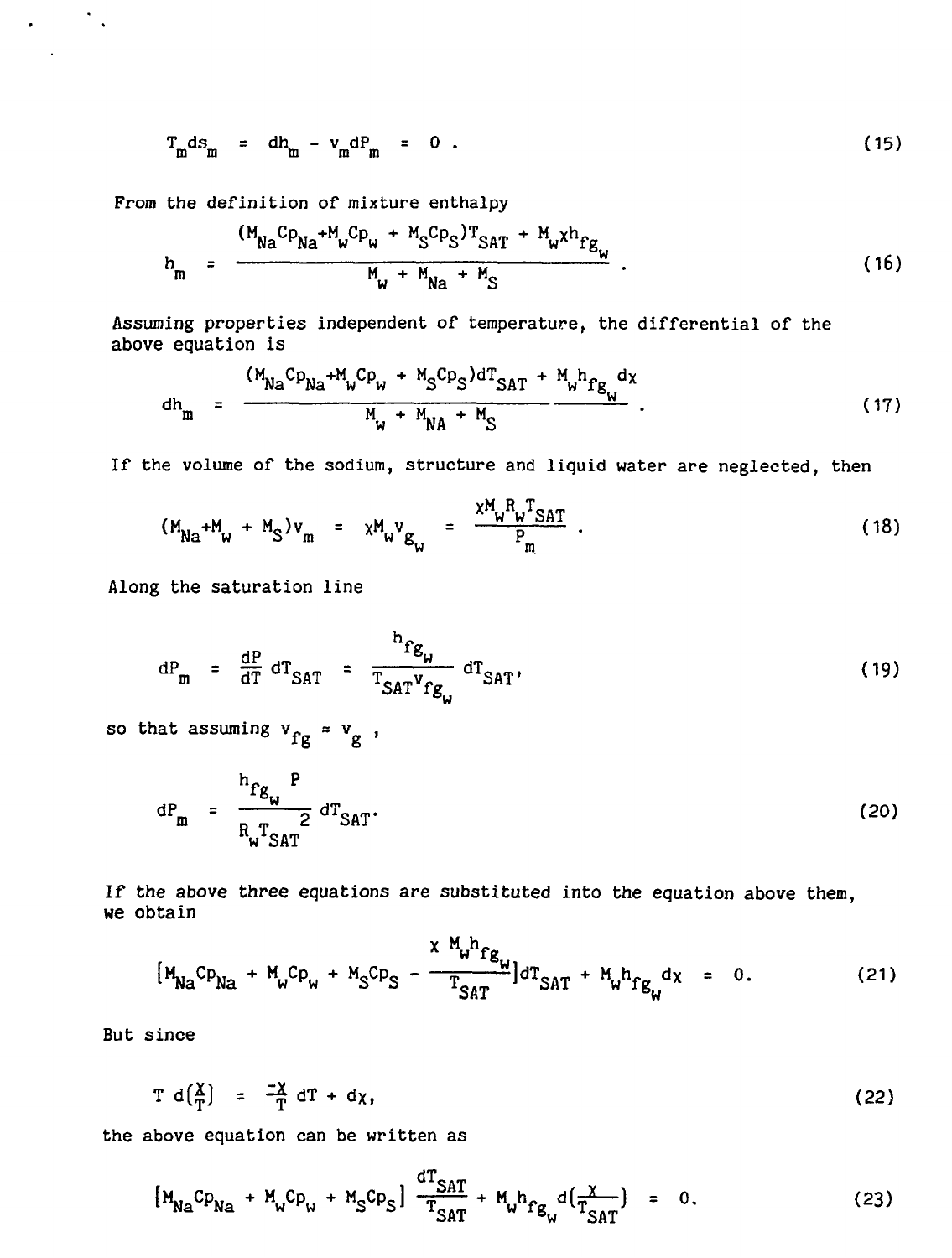$$T_m ds_m \;=\; dh_m - v_m dP_m \;=\; 0 \; . \tag{15}$$

From the definition of mixture enthalpy

$$h_m \;=\; \frac{(M_{Na}Cp_{Na} + M_w Cp_w + M_S Cp_S)T_{SAT} + M_w \chi h_{fg_w}}{M_w + M_{Na} + M_S} \; . \tag{16}$$

Assuming properties independent of temperature, the differential of the above equation is

$$dh_m \;=\; \frac{(M_{Na}Cp_{Na} + M_w Cp_w + M_S Cp_S)dT_{SAT} + M_w h_{fg_w} d\chi}{M_w + M_{NA} + M_S} \; . \tag{17}$$

If the volume of the sodium, structure and liquid water are neglected, then

$$(M_{Na} + M_w + M_S)v_m \;=\; \chi M_w v_{g_w} \;=\; \frac{\chi M_w R_w T_{SAT}}{P_m} \; . \tag{18}$$

Along the saturation line

$$dP_m \;=\; \frac{dP}{dT}\, dT_{SAT} \;=\; \frac{h_{fg_w}}{T_{SAT} v_{fg_w}}\, dT_{SAT}, \tag{19}$$

so that assuming $v_{fg} \approx v_g$ ,

$$dP_m \;=\; \frac{h_{fg_w} P}{R_w T_{SAT}^{\,2}}\, dT_{SAT} . \tag{20}$$

If the above three equations are substituted into the equation above them, we obtain

$$\left[M_{Na}Cp_{Na} + M_w Cp_w + M_S Cp_S - \frac{\chi\, M_w h_{fg_w}}{T_{SAT}}\right] dT_{SAT} + M_w h_{fg_w} d\chi \;=\; 0. \tag{21}$$

But since

$$T\, d\!\left(\frac{\chi}{T}\right) \;=\; \frac{-\chi}{T}\, dT + d\chi, \tag{22}$$

the above equation can be written as

$$\left[M_{Na}Cp_{Na} + M_w Cp_w + M_S Cp_S\right] \frac{dT_{SAT}}{T_{SAT}} + M_w h_{fg_w} d\!\left(\frac{\chi}{T_{SAT}}\right) \;=\; 0. \tag{23}$$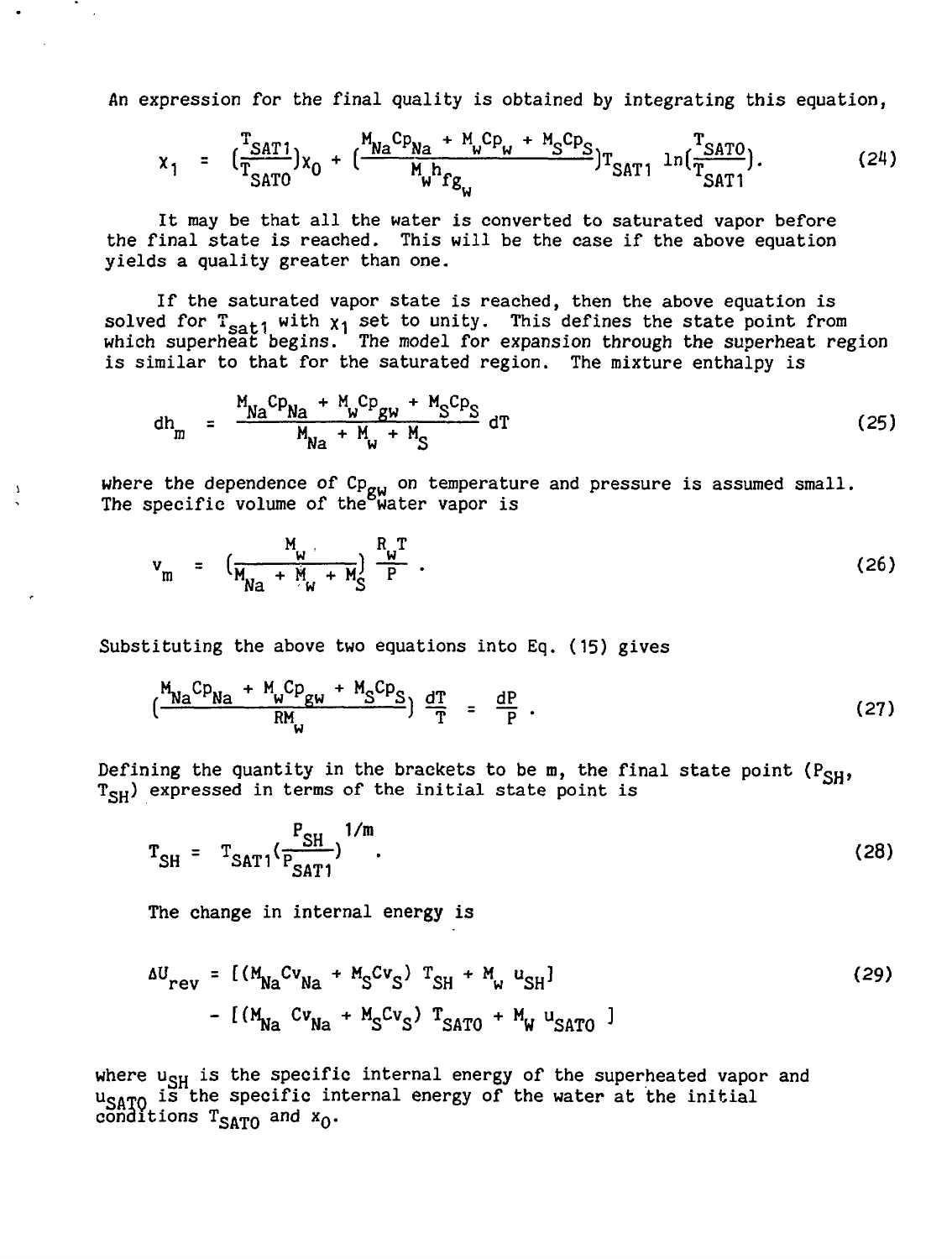An expression for the final quality is obtained by integrating this equation,

$$x_1 = \left(\frac{T_{SAT1}}{T_{SAT0}}\right)x_0 + \left(\frac{M_{Na}Cp_{Na} + M_wCp_w + M_SCp_S}{M_wh_{fg_w}}\right)T_{SAT1}\ \ln\left(\frac{T_{SAT0}}{T_{SAT1}}\right). \tag{24}$$

It may be that all the water is converted to saturated vapor before the final state is reached. This will be the case if the above equation yields a quality greater than one.

If the saturated vapor state is reached, then the above equation is solved for $T_{sat1}$ with $x_1$ set to unity. This defines the state point from which superheat begins. The model for expansion through the superheat region is similar to that for the saturated region. The mixture enthalpy is

$$dh_m = \frac{M_{Na}Cp_{Na} + M_wCp_{gw} + M_SCp_S}{M_{Na} + M_w + M_S}\ dT \tag{25}$$

where the dependence of $Cp_{gw}$ on temperature and pressure is assumed small. The specific volume of the water vapor is

$$v_m = \left(\frac{M_w}{M_{Na} + M_w + M_S}\right)\frac{R_wT}{P}\ . \tag{26}$$

Substituting the above two equations into Eq. (15) gives

$$\left(\frac{M_{Na}Cp_{Na} + M_wCp_{gw} + M_SCp_S}{RM_w}\right)\frac{dT}{T} = \frac{dP}{P}\ . \tag{27}$$

Defining the quantity in the brackets to be m, the final state point ($P_{SH}$, $T_{SH}$) expressed in terms of the initial state point is

$$T_{SH} = T_{SAT1}\left(\frac{P_{SH}}{P_{SAT1}}\right)^{1/m}\ . \tag{28}$$

The change in internal energy is

$$\Delta U_{rev} = \left[(M_{Na}Cv_{Na} + M_SCv_S)\ T_{SH} + M_w\ u_{SH}\right] - \left[(M_{Na}\ Cv_{Na} + M_SCv_S)\ T_{SAT0} + M_w\ u_{SAT0}\ \right] \tag{29}$$

where $u_{SH}$ is the specific internal energy of the superheated vapor and $u_{SAT0}$ is the specific internal energy of the water at the initial conditions $T_{SAT0}$ and $x_0$.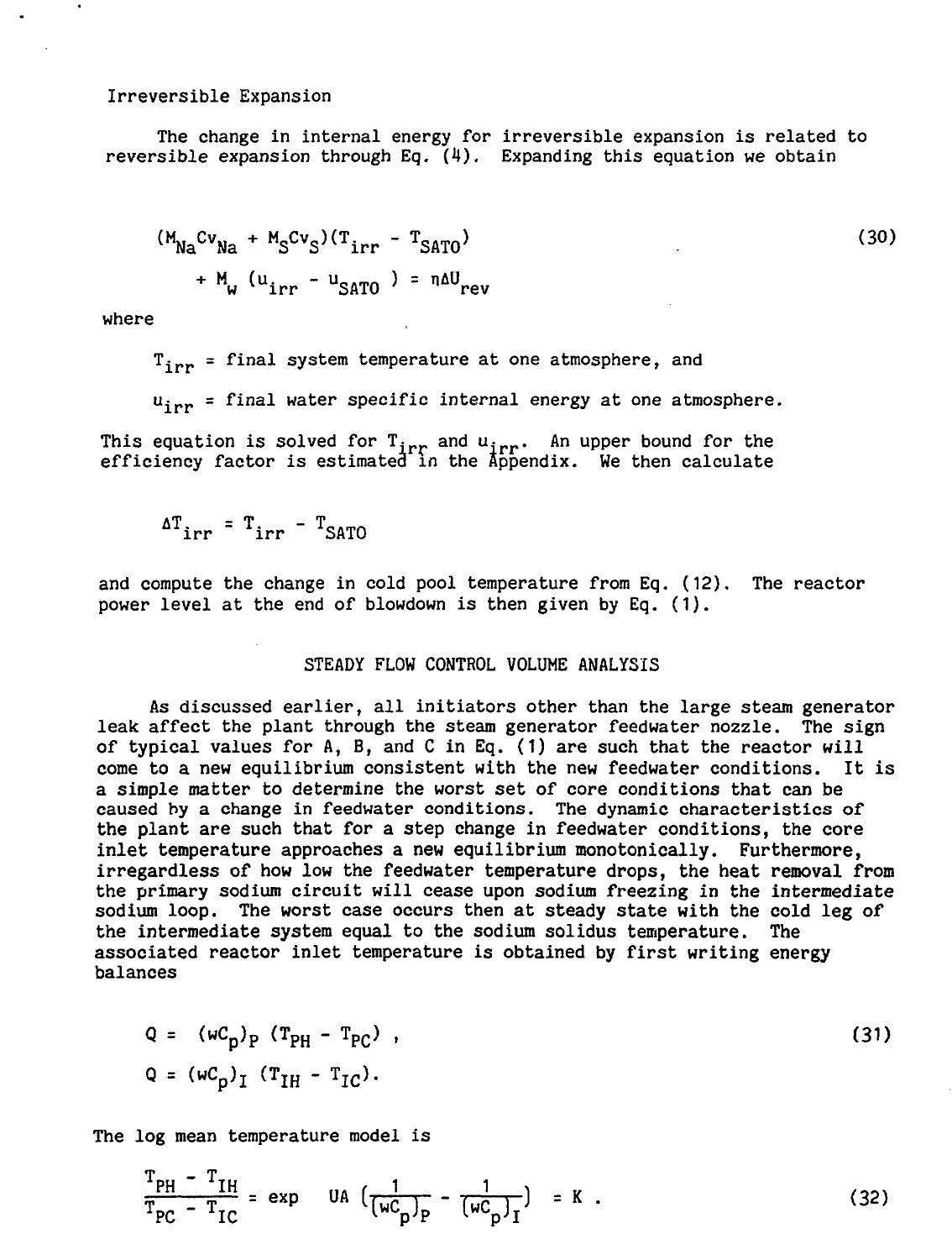Irreversible Expansion

The change in internal energy for irreversible expansion is related to reversible expansion through Eq. (4). Expanding this equation we obtain

$$(M_{Na}Cv_{Na} + M_S Cv_S)(T_{irr} - T_{SATO}) + M_W (u_{irr} - u_{SATO}) = \eta \Delta U_{rev} \tag{30}$$

where

$T_{irr}$ = final system temperature at one atmosphere, and

$u_{irr}$ = final water specific internal energy at one atmosphere.

This equation is solved for $T_{irr}$ and $u_{irr}$. An upper bound for the efficiency factor is estimated in the Appendix. We then calculate

$$\Delta T_{irr} = T_{irr} - T_{SATO}$$

and compute the change in cold pool temperature from Eq. (12). The reactor power level at the end of blowdown is then given by Eq. (1).

## STEADY FLOW CONTROL VOLUME ANALYSIS

As discussed earlier, all initiators other than the large steam generator leak affect the plant through the steam generator feedwater nozzle. The sign of typical values for A, B, and C in Eq. (1) are such that the reactor will come to a new equilibrium consistent with the new feedwater conditions. It is a simple matter to determine the worst set of core conditions that can be caused by a change in feedwater conditions. The dynamic characteristics of the plant are such that for a step change in feedwater conditions, the core inlet temperature approaches a new equilibrium monotonically. Furthermore, irregardless of how low the feedwater temperature drops, the heat removal from the primary sodium circuit will cease upon sodium freezing in the intermediate sodium loop. The worst case occurs then at steady state with the cold leg of the intermediate system equal to the sodium solidus temperature. The associated reactor inlet temperature is obtained by first writing energy balances

$$Q = (wC_p)_P \, (T_{PH} - T_{PC}) \, , \tag{31}$$

$$Q = (wC_p)_I \, (T_{IH} - T_{IC}) .$$

The log mean temperature model is

$$\frac{T_{PH} - T_{IH}}{T_{PC} - T_{IC}} = \exp \quad UA \left(\frac{1}{(wC_p)_P} - \frac{1}{(wC_p)_I}\right) = K \, . \tag{32}$$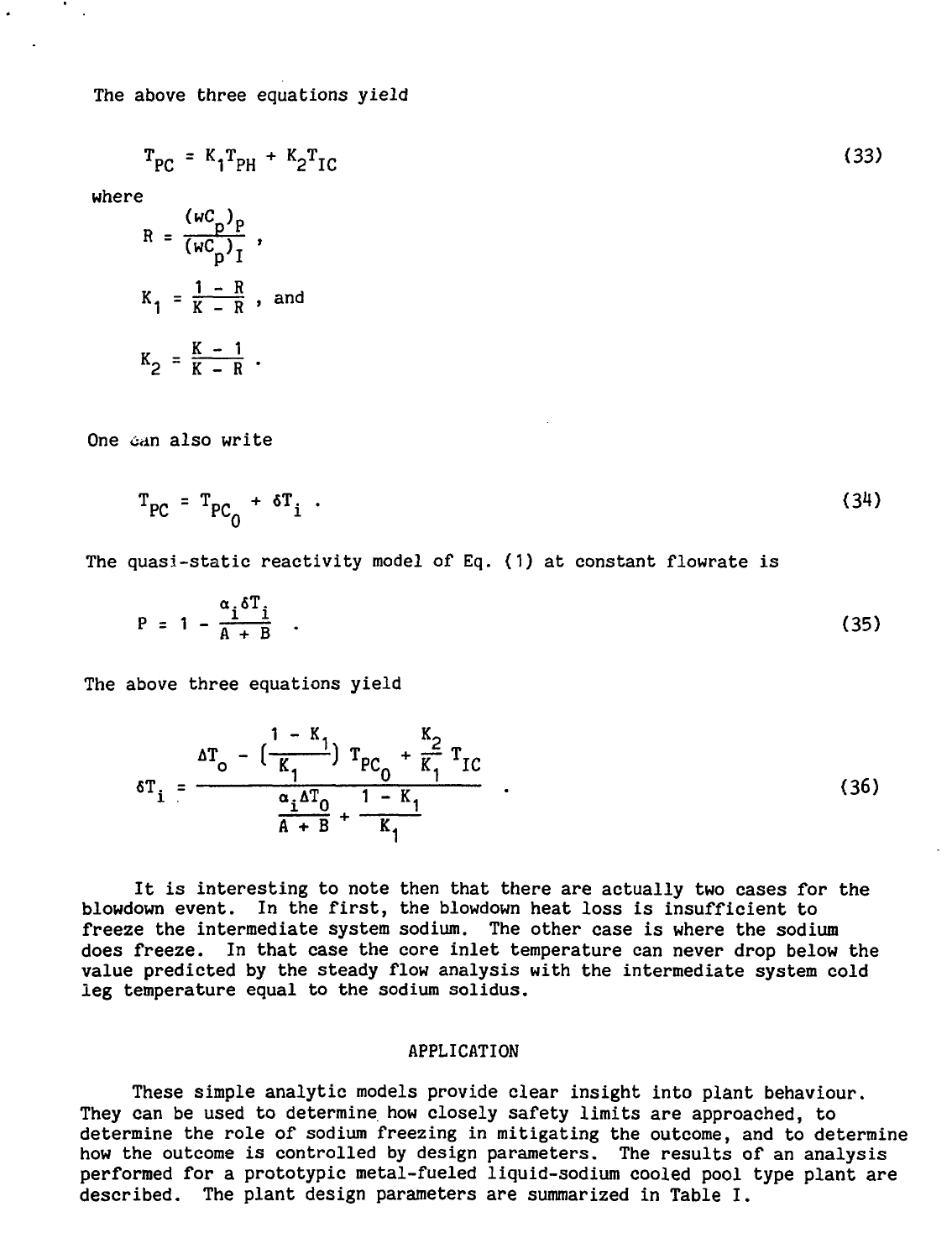The above three equations yield

$$T_{PC} = K_1 T_{PH} + K_2 T_{IC} \tag{33}$$

where

$$R = \frac{(wC_p)_P}{(wC_p)_I} ,$$

$$K_1 = \frac{1 - R}{K - R} , \text{ and}$$

$$K_2 = \frac{K - 1}{K - R} .$$

One can also write

$$T_{PC} = T_{PC_0} + \delta T_i . \tag{34}$$

The quasi-static reactivity model of Eq. (1) at constant flowrate is

$$P = 1 - \frac{\alpha_i \delta T_i}{A + B} . \tag{35}$$

The above three equations yield

$$\delta T_i = \frac{\Delta T_0 - \left(\frac{1 - K_1}{K_1}\right) T_{PC_0} + \frac{K_2}{K_1} T_{IC}}{\frac{\alpha_i \Delta T_0}{A + B} + \frac{1 - K_1}{K_1}} . \tag{36}$$

It is interesting to note then that there are actually two cases for the blowdown event. In the first, the blowdown heat loss is insufficient to freeze the intermediate system sodium. The other case is where the sodium does freeze. In that case the core inlet temperature can never drop below the value predicted by the steady flow analysis with the intermediate system cold leg temperature equal to the sodium solidus.

## APPLICATION

These simple analytic models provide clear insight into plant behaviour. They can be used to determine how closely safety limits are approached, to determine the role of sodium freezing in mitigating the outcome, and to determine how the outcome is controlled by design parameters. The results of an analysis performed for a prototypic metal-fueled liquid-sodium cooled pool type plant are described. The plant design parameters are summarized in Table I.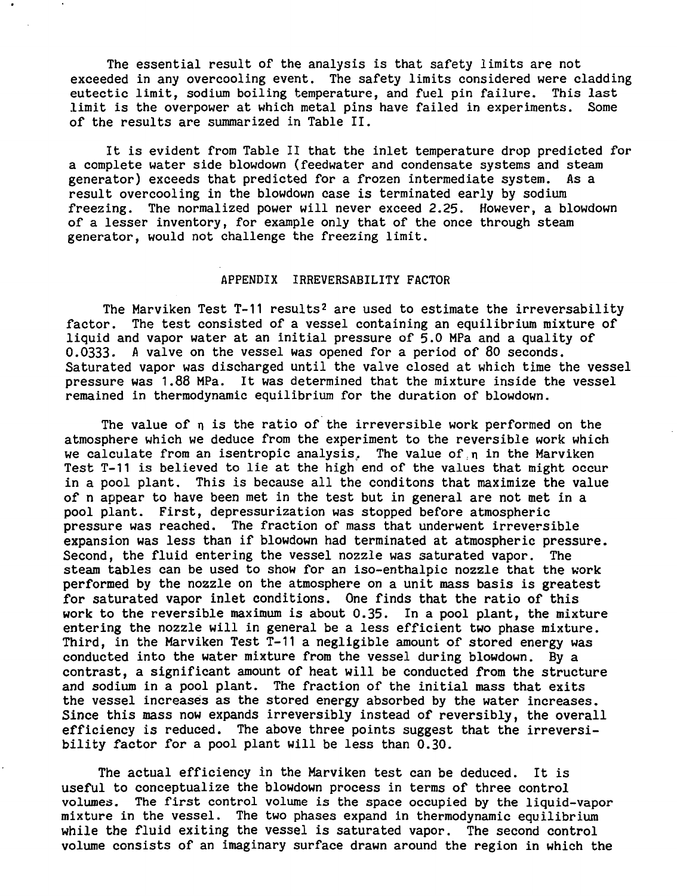The essential result of the analysis is that safety limits are not exceeded in any overcooling event. The safety limits considered were cladding eutectic limit, sodium boiling temperature, and fuel pin failure. This last limit is the overpower at which metal pins have failed in experiments. Some of the results are summarized in Table II.

It is evident from Table II that the inlet temperature drop predicted for a complete water side blowdown (feedwater and condensate systems and steam generator) exceeds that predicted for a frozen intermediate system. As a result overcooling in the blowdown case is terminated early by sodium freezing. The normalized power will never exceed 2.25. However, a blowdown of a lesser inventory, for example only that of the once through steam generator, would not challenge the freezing limit.

## APPENDIX IRREVERSABILITY FACTOR

The Marviken Test T-11 results[2] are used to estimate the irreversability factor. The test consisted of a vessel containing an equilibrium mixture of liquid and vapor water at an initial pressure of 5.0 MPa and a quality of 0.0333. A valve on the vessel was opened for a period of 80 seconds. Saturated vapor was discharged until the valve closed at which time the vessel pressure was 1.88 MPa. It was determined that the mixture inside the vessel remained in thermodynamic equilibrium for the duration of blowdown.

The value of $\eta$ is the ratio of the irreversible work performed on the atmosphere which we deduce from the experiment to the reversible work which we calculate from an isentropic analysis. The value of $\eta$ in the Marviken Test T-11 is believed to lie at the high end of the values that might occur in a pool plant. This is because all the conditons that maximize the value of n appear to have been met in the test but in general are not met in a pool plant. First, depressurization was stopped before atmospheric pressure was reached. The fraction of mass that underwent irreversible expansion was less than if blowdown had terminated at atmospheric pressure. Second, the fluid entering the vessel nozzle was saturated vapor. The steam tables can be used to show for an iso-enthalpic nozzle that the work performed by the nozzle on the atmosphere on a unit mass basis is greatest for saturated vapor inlet conditions. One finds that the ratio of this work to the reversible maximum is about 0.35. In a pool plant, the mixture entering the nozzle will in general be a less efficient two phase mixture. Third, in the Marviken Test T-11 a negligible amount of stored energy was conducted into the water mixture from the vessel during blowdown. By a contrast, a significant amount of heat will be conducted from the structure and sodium in a pool plant. The fraction of the initial mass that exits the vessel increases as the stored energy absorbed by the water increases. Since this mass now expands irreversibly instead of reversibly, the overall efficiency is reduced. The above three points suggest that the irreversibility factor for a pool plant will be less than 0.30.

The actual efficiency in the Marviken test can be deduced. It is useful to conceptualize the blowdown process in terms of three control volumes. The first control volume is the space occupied by the liquid-vapor mixture in the vessel. The two phases expand in thermodynamic equilibrium while the fluid exiting the vessel is saturated vapor. The second control volume consists of an imaginary surface drawn around the region in which the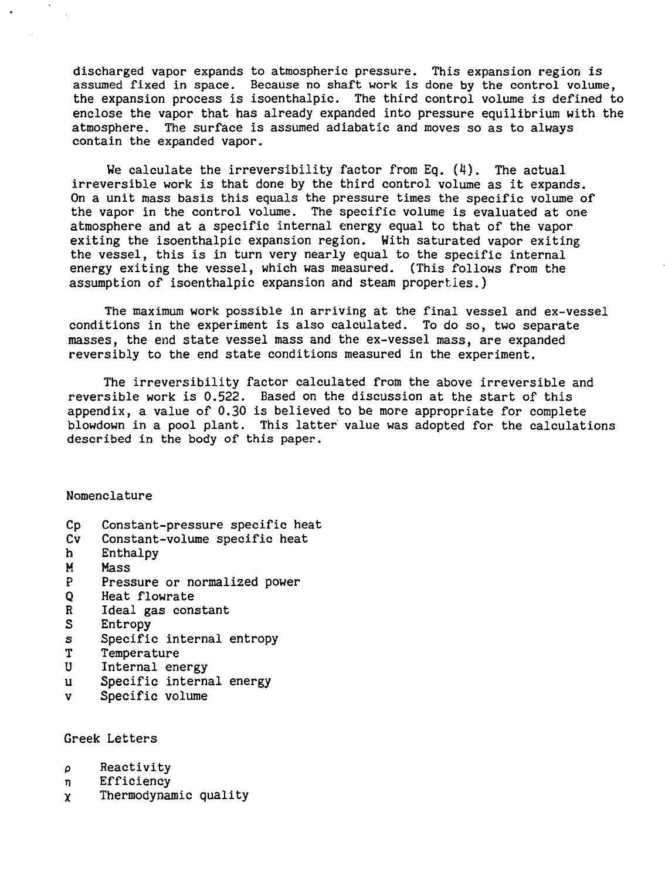discharged vapor expands to atmospheric pressure. This expansion region is assumed fixed in space. Because no shaft work is done by the control volume, the expansion process is isoenthalpic. The third control volume is defined to enclose the vapor that has already expanded into pressure equilibrium with the atmosphere. The surface is assumed adiabatic and moves so as to always contain the expanded vapor.

We calculate the irreversibility factor from Eq. (4). The actual irreversible work is that done by the third control volume as it expands. On a unit mass basis this equals the pressure times the specific volume of the vapor in the control volume. The specific volume is evaluated at one atmosphere and at a specific internal energy equal to that of the vapor exiting the isoenthalpic expansion region. With saturated vapor exiting the vessel, this is in turn very nearly equal to the specific internal energy exiting the vessel, which was measured. (This follows from the assumption of isoenthalpic expansion and steam properties.)

The maximum work possible in arriving at the final vessel and ex-vessel conditions in the experiment is also calculated. To do so, two separate masses, the end state vessel mass and the ex-vessel mass, are expanded reversibly to the end state conditions measured in the experiment.

The irreversibility factor calculated from the above irreversible and reversible work is 0.522. Based on the discussion at the start of this appendix, a value of 0.30 is believed to be more appropriate for complete blowdown in a pool plant. This latter value was adopted for the calculations described in the body of this paper.

## Nomenclature

- $C_p$ Constant-pressure specific heat
- $C_v$ Constant-volume specific heat
- $h$ Enthalpy
- $M$ Mass
- $P$ Pressure or normalized power
- $Q$ Heat flowrate
- $R$ Ideal gas constant
- $S$ Entropy
- $s$ Specific internal entropy
- $T$ Temperature
- $U$ Internal energy
- $u$ Specific internal energy
- $v$ Specific volume

## Greek Letters

- $\rho$ Reactivity
- $\eta$ Efficiency
- $\chi$ Thermodynamic quality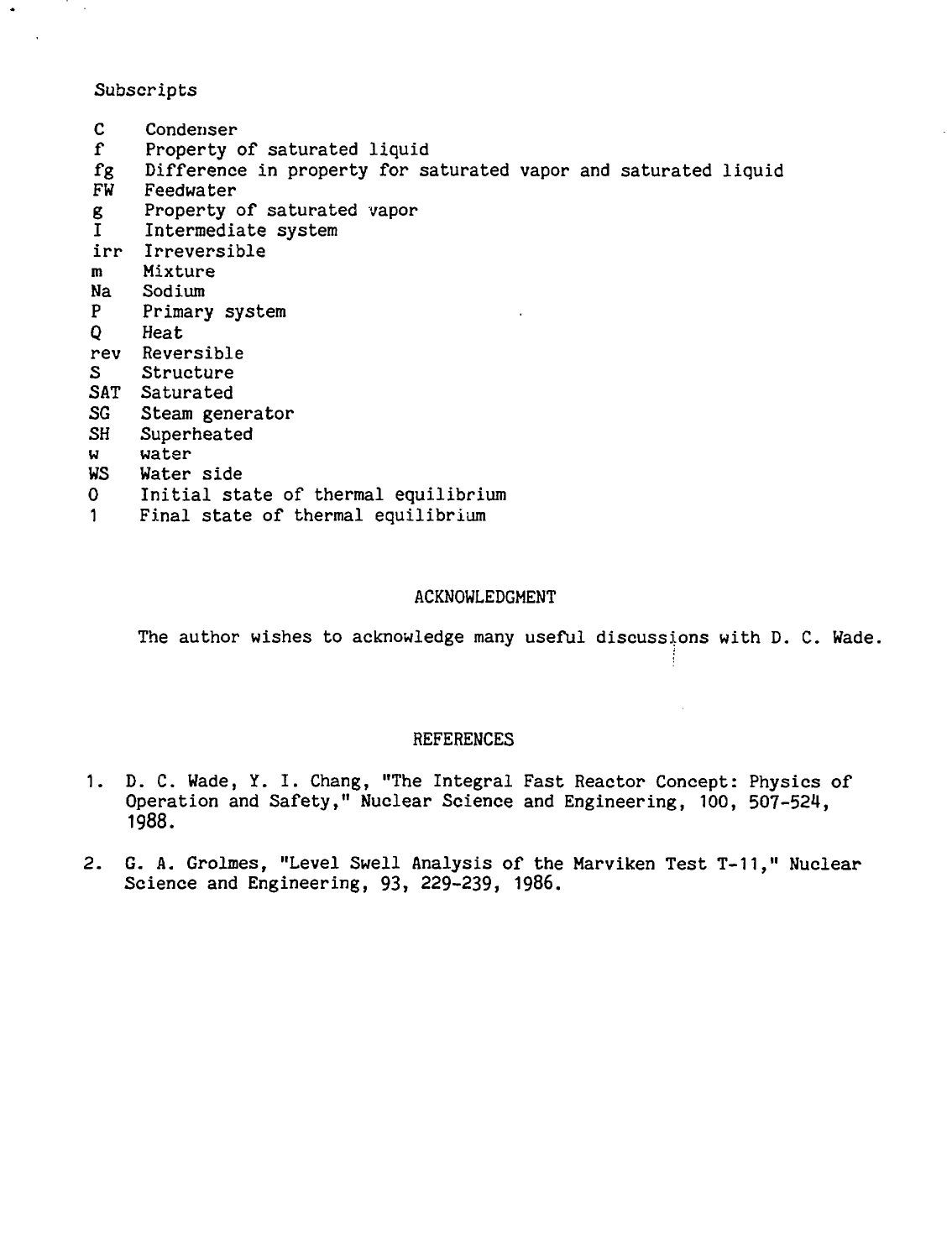Subscripts

| | |
|---|---|
| C | Condenser |
| f | Property of saturated liquid |
| fg | Difference in property for saturated vapor and saturated liquid |
| FW | Feedwater |
| g | Property of saturated vapor |
| I | Intermediate system |
| irr | Irreversible |
| m | Mixture |
| Na | Sodium |
| P | Primary system |
| Q | Heat |
| rev | Reversible |
| S | Structure |
| SAT | Saturated |
| SG | Steam generator |
| SH | Superheated |
| w | water |
| WS | Water side |
| 0 | Initial state of thermal equilibrium |
| 1 | Final state of thermal equilibrium |

## ACKNOWLEDGMENT

The author wishes to acknowledge many useful discussions with D. C. Wade.

## REFERENCES

1. D. C. Wade, Y. I. Chang, "The Integral Fast Reactor Concept: Physics of Operation and Safety," Nuclear Science and Engineering, 100, 507-524, 1988.

2. G. A. Grolmes, "Level Swell Analysis of the Marviken Test T-11," Nuclear Science and Engineering, 93, 229-239, 1986.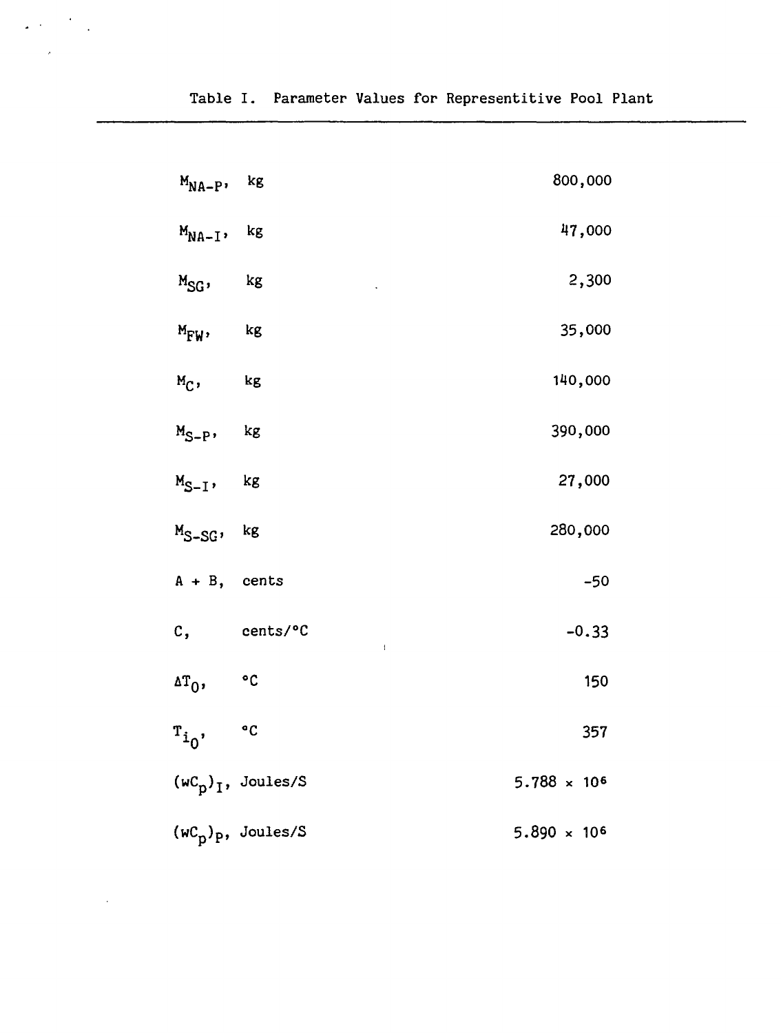Table I. Parameter Values for Representitive Pool Plant

| Parameter | Value |
|---|---|
| $M_{NA-P}$, kg | 800,000 |
| $M_{NA-I}$, kg | 47,000 |
| $M_{SG}$, kg | 2,300 |
| $M_{FW}$, kg | 35,000 |
| $M_{C}$, kg | 140,000 |
| $M_{S-P}$, kg | 390,000 |
| $M_{S-I}$, kg | 27,000 |
| $M_{S-SG}$, kg | 280,000 |
| A + B, cents | -50 |
| C, cents/°C | -0.33 |
| $\Delta T_0$, °C | 150 |
| $T_{i_0}$, °C | 357 |
| $(wC_p)_I$, Joules/S | $5.788 \times 10^6$ |
| $(wC_p)_P$, Joules/S | $5.890 \times 10^6$ |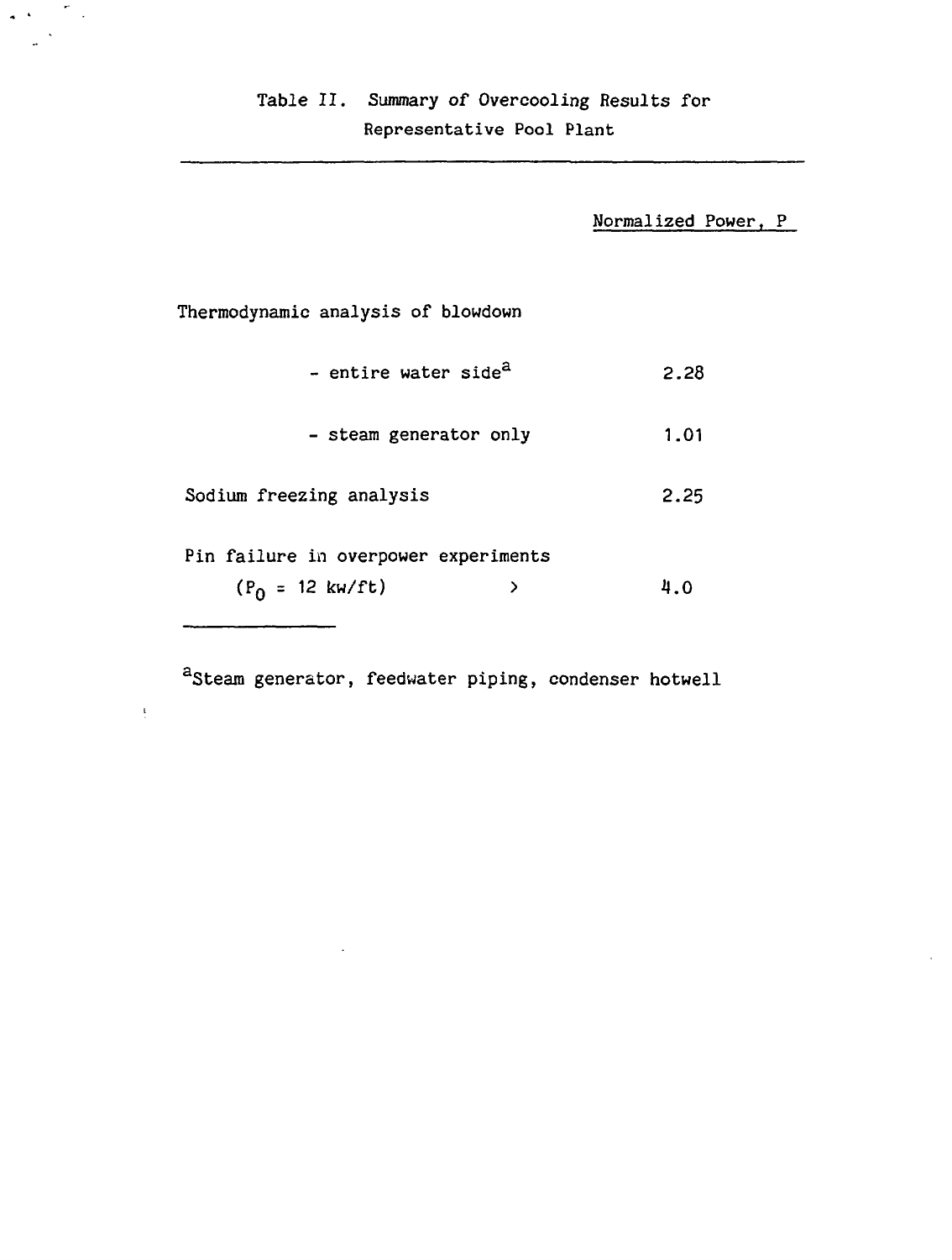Table II. Summary of Overcooling Results for Representative Pool Plant

| | | Normalized Power, P |
|---|---|---|
| Thermodynamic analysis of blowdown | | |
| - entire water side[a] | | 2.28 |
| - steam generator only | | 1.01 |
| Sodium freezing analysis | | 2.25 |
| Pin failure in overpower experiments ($P_0$ = 12 kw/ft) | > | 4.0 |

[a]Steam generator, feedwater piping, condenser hotwell